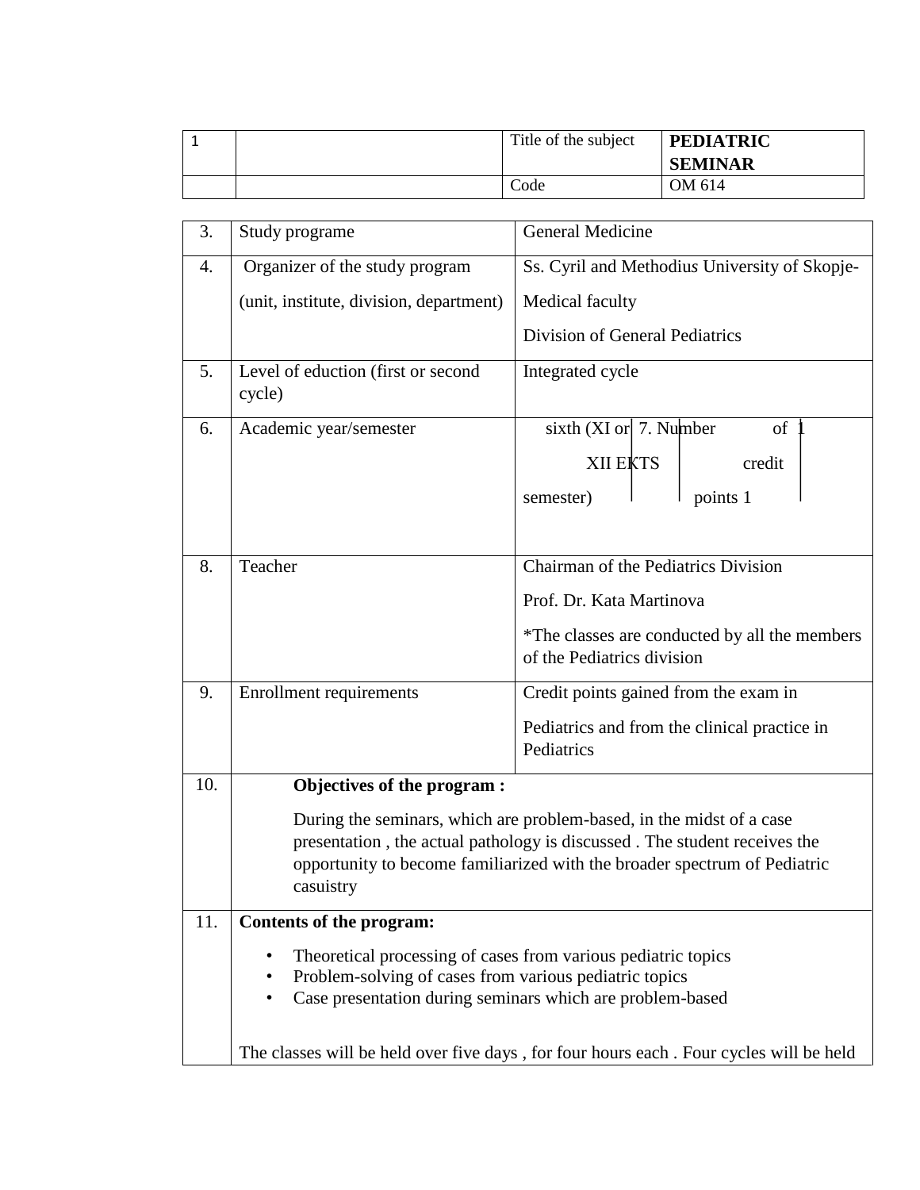| 1 | | Title of the subject | **PEDIATRIC SEMINAR** |
|---|---|---|---|
| | | Code | OM 614 |

| 3. | Study programe | General Medicine |
|---|---|---|
| 4. | Organizer of the study program (unit, institute, division, department) | Ss. Cyril and Methodius University of Skopje- Medical faculty Division of General Pediatrics |
| 5. | Level of eduction (first or second cycle) | Integrated cycle |
| 6. | Academic year/semester | sixth (XI or XII EKTS semester) 7. Number of credit points 1 |
| 8. | Teacher | Chairman of the Pediatrics Division Prof. Dr. Kata Martinova *The classes are conducted by all the members of the Pediatrics division |
| 9. | Enrollment requirements | Credit points gained from the exam in Pediatrics and from the clinical practice in Pediatrics |

10. **Objectives of the program :**

During the seminars, which are problem-based, in the midst of a case presentation , the actual pathology is discussed . The student receives the opportunity to become familiarized with the broader spectrum of Pediatric casuistry

11. **Contents of the program:**

- Theoretical processing of cases from various pediatric topics
- Problem-solving of cases from various pediatric topics
- Case presentation during seminars which are problem-based

The classes will be held over five days , for four hours each . Four cycles will be held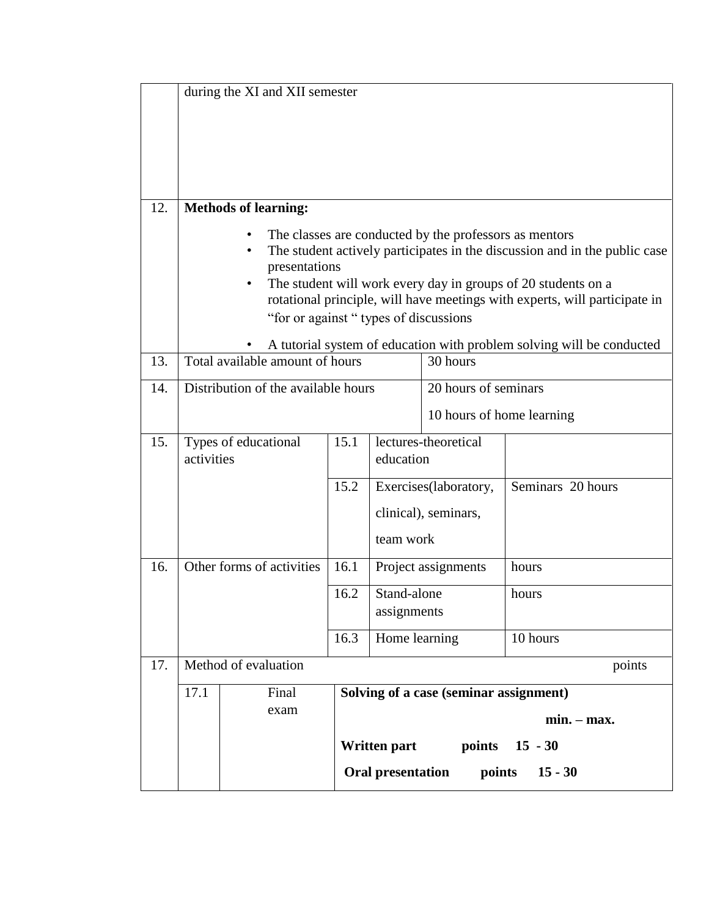| | | | | |
|---|---|---|---|---|
| | during the XI and XII semester | | | |
| 12. | **Methods of learning:**<br>• The classes are conducted by the professors as mentors<br>• The student actively participates in the discussion and in the public case presentations<br>• The student will work every day in groups of 20 students on a rotational principle, will have meetings with experts, will participate in "for or against " types of discussions<br>• A tutorial system of education with problem solving will be conducted | | | |
| 13. | Total available amount of hours | | 30 hours | |
| 14. | Distribution of the available hours | | 20 hours of seminars<br>10 hours of home learning | |
| 15. | Types of educational activities | 15.1 | lectures-theoretical education | |
| | | 15.2 | Exercises(laboratory, clinical), seminars, team work | Seminars 20 hours |
| 16. | Other forms of activities | 16.1 | Project assignments | hours |
| | | 16.2 | Stand-alone assignments | hours |
| | | 16.3 | Home learning | 10 hours |
| 17. | Method of evaluation | | | points |
| | 17.1 Final exam | | **Solving of a case (seminar assignment)**<br>**min. – max.**<br>**Written part points 15 - 30**<br>**Oral presentation points 15 - 30** | |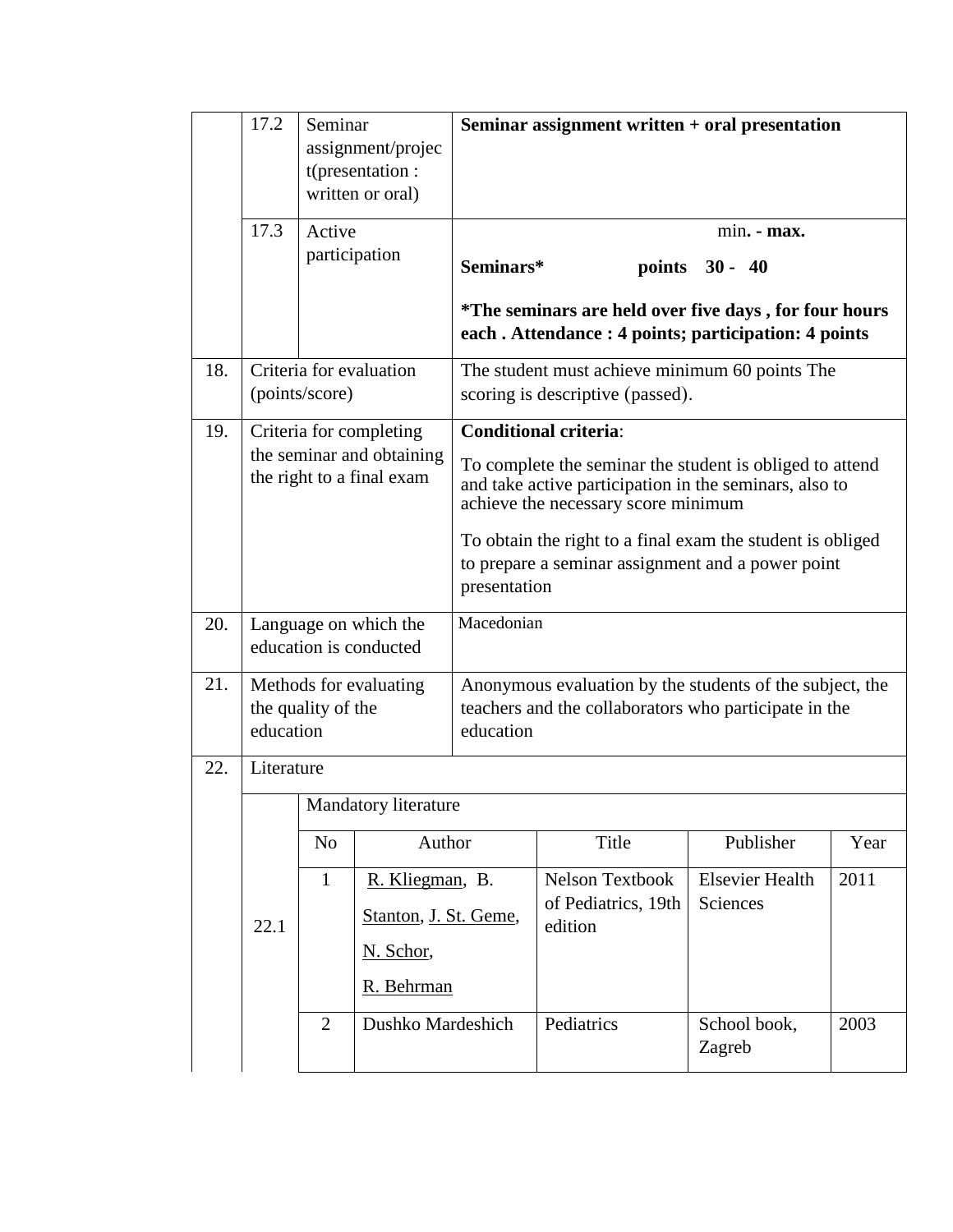| | | | |
|---|---|---|---|
| | 17.2 | Seminar assignment/project(presentation : written or oral) | **Seminar assignment written + oral presentation** |
| | 17.3 | Active participation | min**. - max.**<br>**Seminars\*　　　points　30 -　40**<br>**\*The seminars are held over five days , for four hours each . Attendance : 4 points; participation: 4 points** |
| 18. | Criteria for evaluation (points/score) | | The student must achieve minimum 60 points The scoring is descriptive (passed). |
| 19. | Criteria for completing the seminar and obtaining the right to a final exam | | **Conditional criteria**:<br>To complete the seminar the student is obliged to attend and take active participation in the seminars, also to achieve the necessary score minimum<br>To obtain the right to a final exam the student is obliged to prepare a seminar assignment and a power point presentation |
| 20. | Language on which the education is conducted | | Macedonian |
| 21. | Methods for evaluating the quality of the education | | Anonymous evaluation by the students of the subject, the teachers and the collaborators who participate in the education |
| 22. | Literature | | |

**22.1 Mandatory literature**

| No | Author | Title | Publisher | Year |
|---|---|---|---|---|
| 1 | R. Kliegman, B. Stanton, J. St. Geme, N. Schor, R. Behrman | Nelson Textbook of Pediatrics, 19th edition | Elsevier Health Sciences | 2011 |
| 2 | Dushko Mardeshich | Pediatrics | School book, Zagreb | 2003 |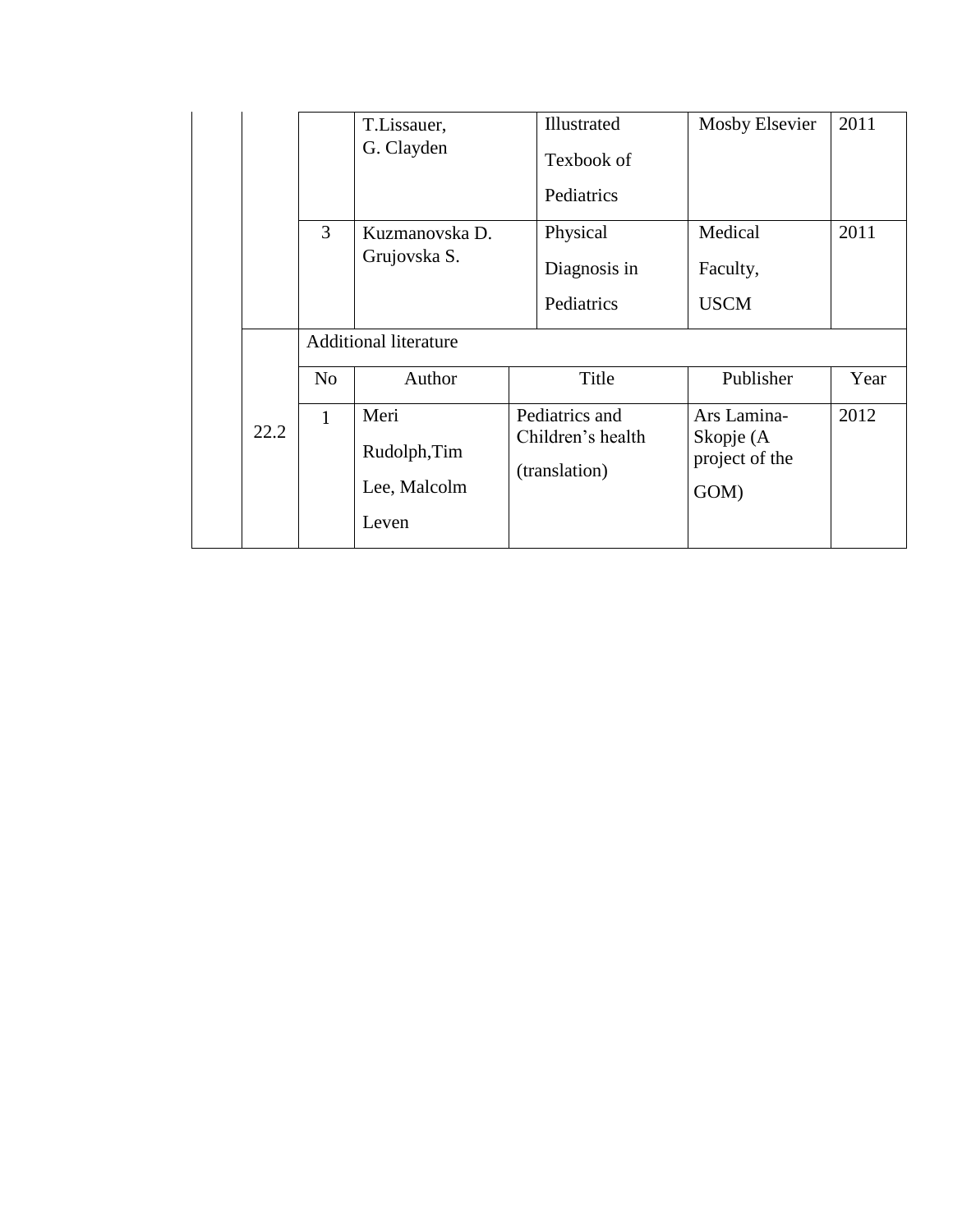| | | | | | | |
|---|---|---|---|---|---|---|
| | | | T.Lissauer, G. Clayden | Illustrated Texbook of Pediatrics | Mosby Elsevier | 2011 |
| | | 3 | Kuzmanovska D. Grujovska S. | Physical Diagnosis in Pediatrics | Medical Faculty, USCM | 2011 |
| | 22.2 | Additional literature | | | | |
| | | No | Author | Title | Publisher | Year |
| | | 1 | Meri Rudolph,Tim Lee, Malcolm Leven | Pediatrics and Children's health (translation) | Ars Lamina-Skopje (A project of the GOM) | 2012 |